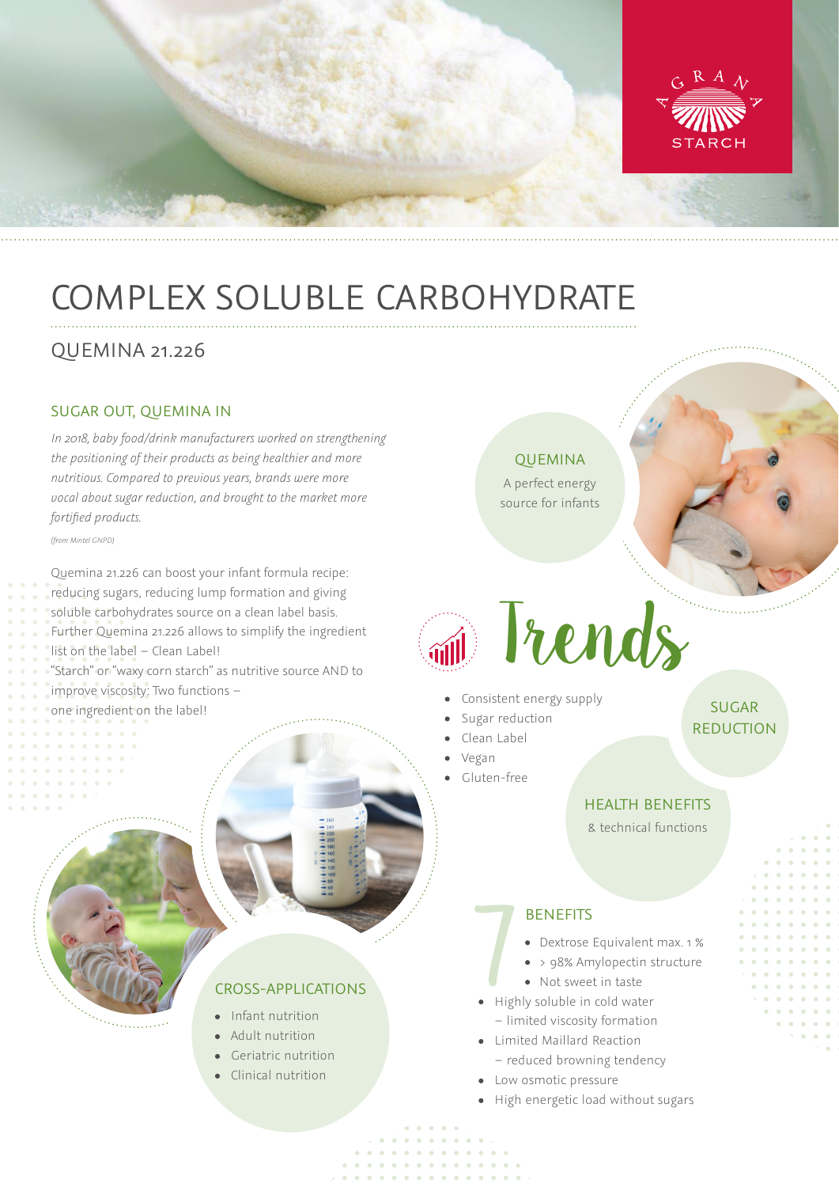AGRANA STARCH

# COMPLEX SOLUBLE CARBOHYDRATE

## QUEMINA 21.226

### SUGAR OUT, QUEMINA IN

*In 2018, baby food/drink manufacturers worked on strengthening the positioning of their products as being healthier and more nutritious. Compared to previous years, brands were more vocal about sugar reduction, and brought to the market more fortified products.*

*(from Mintel GNPD)*

Quemina 21.226 can boost your infant formula recipe: reducing sugars, reducing lump formation and giving soluble carbohydrates source on a clean label basis. Further Quemina 21.226 allows to simplify the ingredient list on the label – Clean Label!
"Starch" or "waxy corn starch" as nutritive source AND to improve viscosity: Two functions – one ingredient on the label!

### QUEMINA

A perfect energy source for infants

### Trends

- Consistent energy supply
- Sugar reduction
- Clean Label
- Vegan
- Gluten-free

### SUGAR REDUCTION

### HEALTH BENEFITS

& technical functions

### 7 BENEFITS

- Dextrose Equivalent max. 1 %
- > 98% Amylopectin structure
- Not sweet in taste
- Highly soluble in cold water – limited viscosity formation
- Limited Maillard Reaction – reduced browning tendency
- Low osmotic pressure
- High energetic load without sugars

### CROSS-APPLICATIONS

- Infant nutrition
- Adult nutrition
- Geriatric nutrition
- Clinical nutrition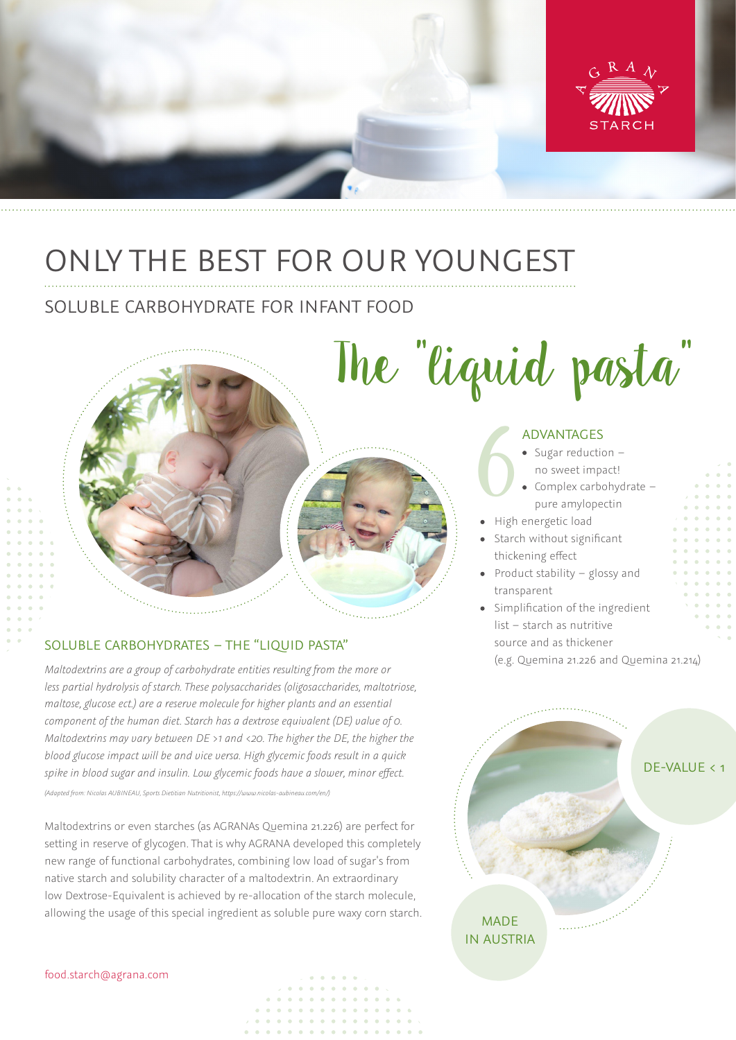AGRANA STARCH

# ONLY THE BEST FOR OUR YOUNGEST

## SOLUBLE CARBOHYDRATE FOR INFANT FOOD

# The "liquid pasta"

### 6 ADVANTAGES

- Sugar reduction – no sweet impact!
- Complex carbohydrate – pure amylopectin
- High energetic load
- Starch without significant thickening effect
- Product stability – glossy and transparent
- Simplification of the ingredient list – starch as nutritive source and as thickener (e.g. Quemina 21.226 and Quemina 21.214)

### SOLUBLE CARBOHYDRATES – THE "LIQUID PASTA"

*Maltodextrins are a group of carbohydrate entities resulting from the more or less partial hydrolysis of starch. These polysaccharides (oligosaccharides, maltotriose, maltose, glucose ect.) are a reserve molecule for higher plants and an essential component of the human diet. Starch has a dextrose equivalent (DE) value of 0. Maltodextrins may vary between DE >1 and <20. The higher the DE, the higher the blood glucose impact will be and vice versa. High glycemic foods result in a quick spike in blood sugar and insulin. Low glycemic foods have a slower, minor effect.*

*(Adapted from: Nicolas AUBINEAU, Sports Dietitian Nutritionist, https://www.nicolas-aubineau.com/en/)*

Maltodextrins or even starches (as AGRANAs Quemina 21.226) are perfect for setting in reserve of glycogen. That is why AGRANA developed this completely new range of functional carbohydrates, combining low load of sugar's from native starch and solubility character of a maltodextrin. An extraordinary low Dextrose-Equivalent is achieved by re-allocation of the starch molecule, allowing the usage of this special ingredient as soluble pure waxy corn starch.

DE-VALUE < 1

MADE IN AUSTRIA

food.starch@agrana.com